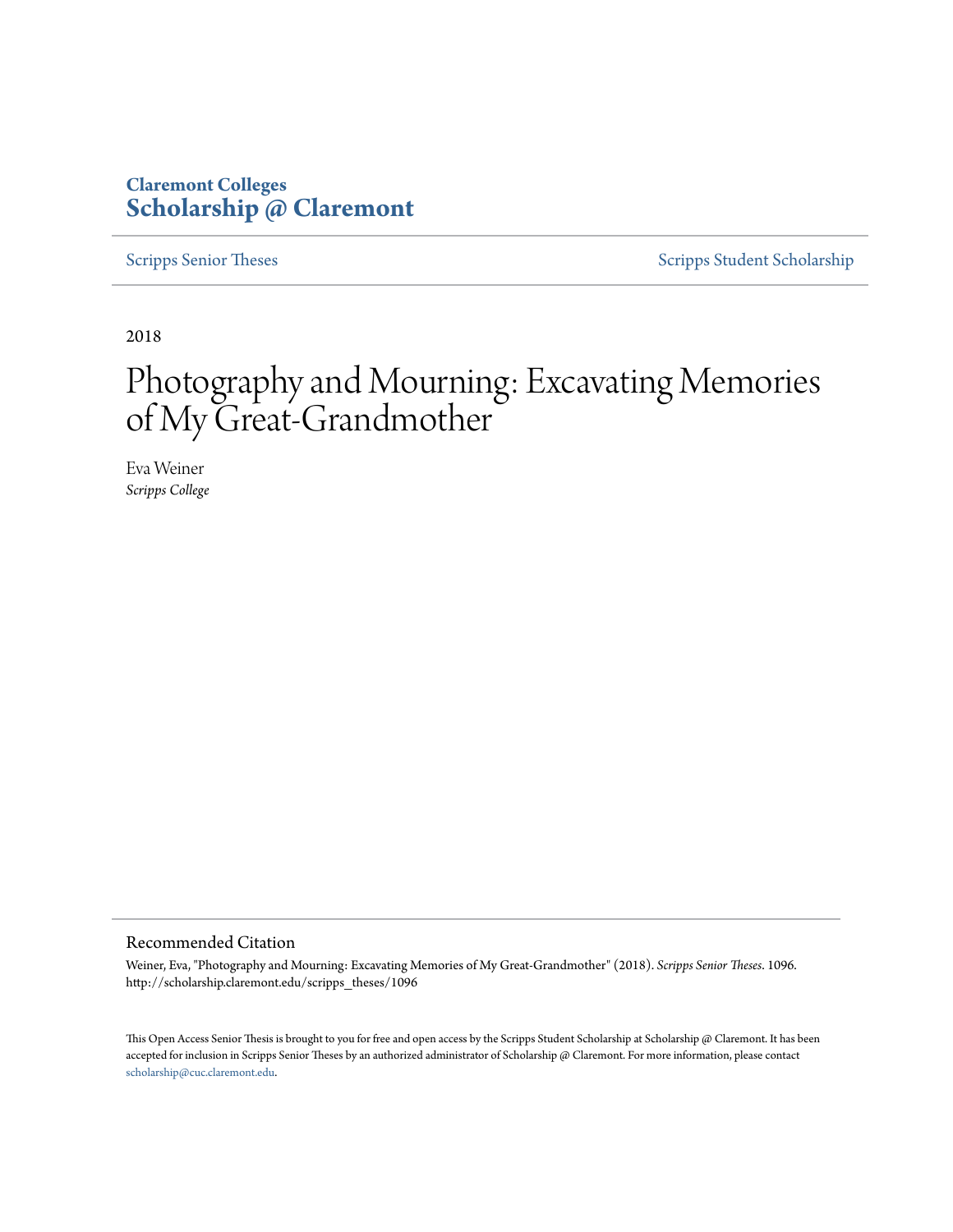Claremont Colleges
**Scholarship @ Claremont**

Scripps Senior Theses

Scripps Student Scholarship

2018

# Photography and Mourning: Excavating Memories of My Great-Grandmother

Eva Weiner
*Scripps College*

## Recommended Citation

Weiner, Eva, "Photography and Mourning: Excavating Memories of My Great-Grandmother" (2018). *Scripps Senior Theses*. 1096.
http://scholarship.claremont.edu/scripps_theses/1096

This Open Access Senior Thesis is brought to you for free and open access by the Scripps Student Scholarship at Scholarship @ Claremont. It has been accepted for inclusion in Scripps Senior Theses by an authorized administrator of Scholarship @ Claremont. For more information, please contact scholarship@cuc.claremont.edu.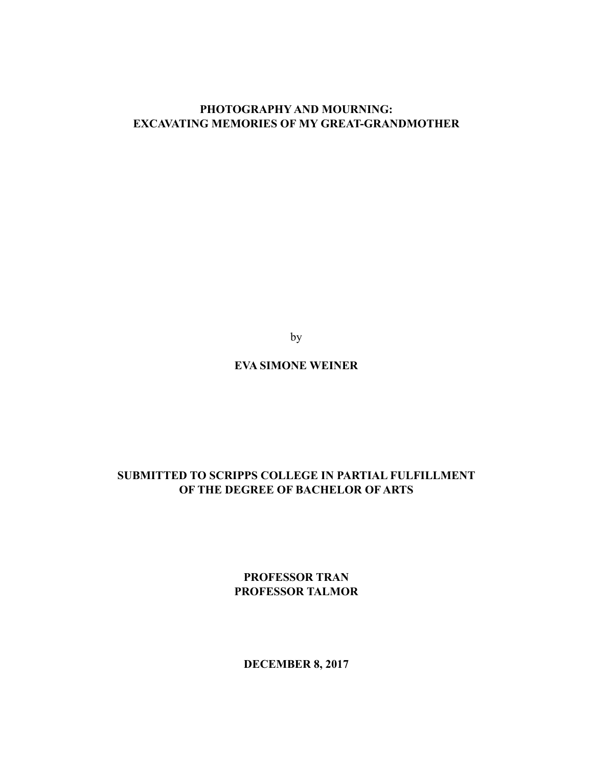# PHOTOGRAPHY AND MOURNING:
# EXCAVATING MEMORIES OF MY GREAT-GRANDMOTHER

by

**EVA SIMONE WEINER**

**SUBMITTED TO SCRIPPS COLLEGE IN PARTIAL FULFILLMENT OF THE DEGREE OF BACHELOR OF ARTS**

**PROFESSOR TRAN**
**PROFESSOR TALMOR**

**DECEMBER 8, 2017**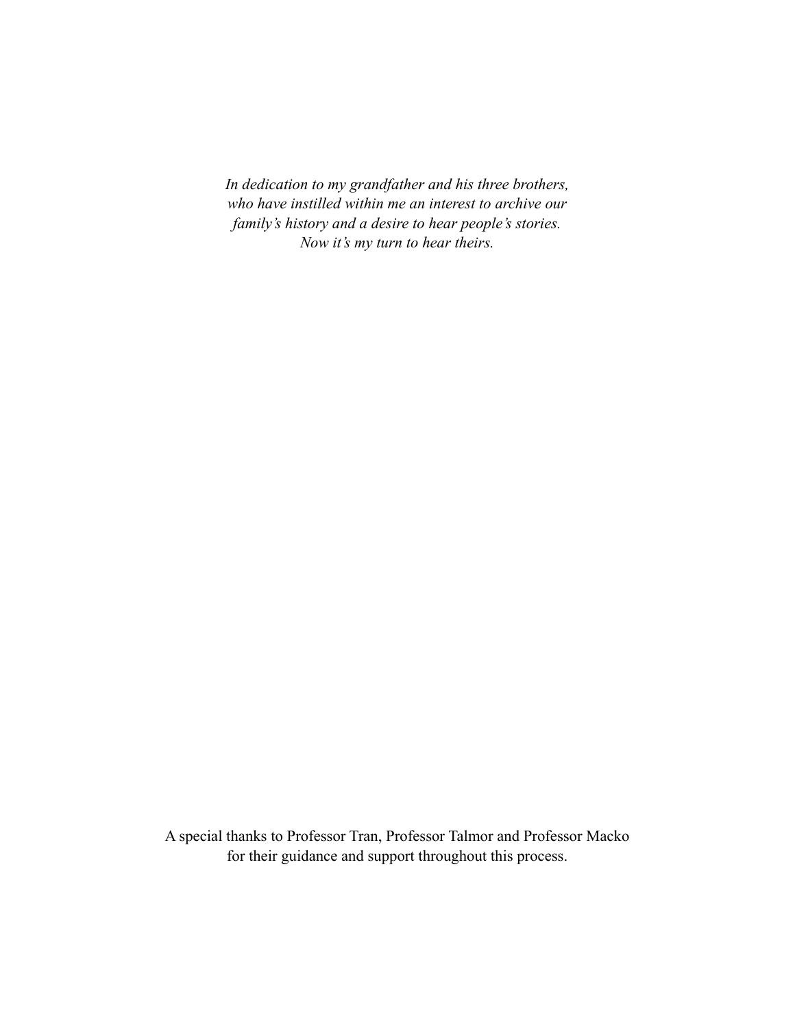*In dedication to my grandfather and his three brothers,*
*who have instilled within me an interest to archive our*
*family's history and a desire to hear people's stories.*
*Now it's my turn to hear theirs.*

A special thanks to Professor Tran, Professor Talmor and Professor Macko
for their guidance and support throughout this process.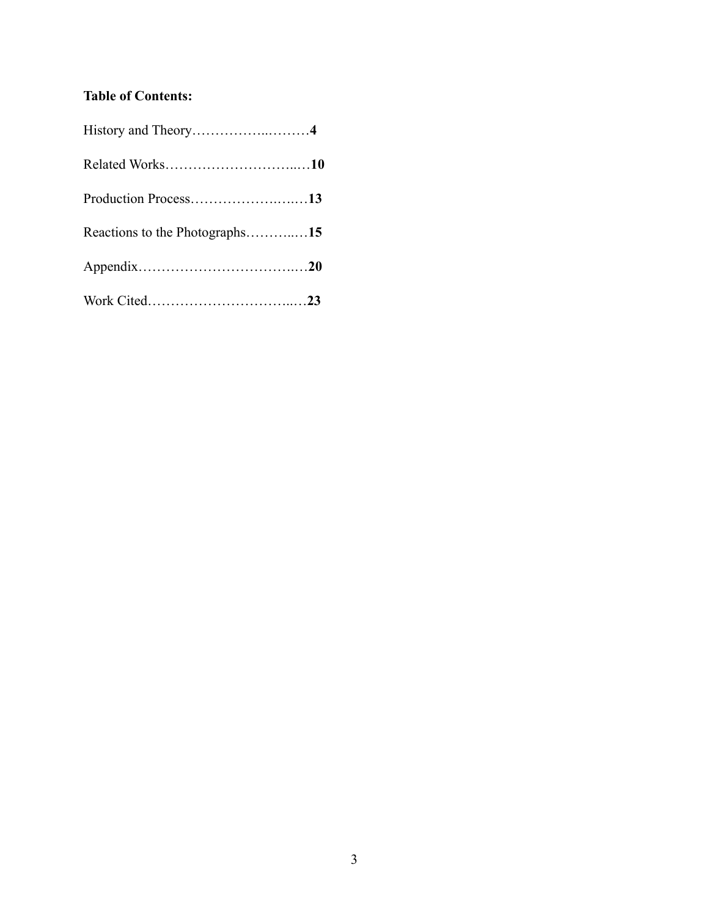**Table of Contents:**

History and Theory……………..………**4**

Related Works………………………...…**10**

Production Process………………….….…**13**

Reactions to the Photographs………..…**15**

Appendix…………………………….…**20**

Work Cited…………………………..…**23**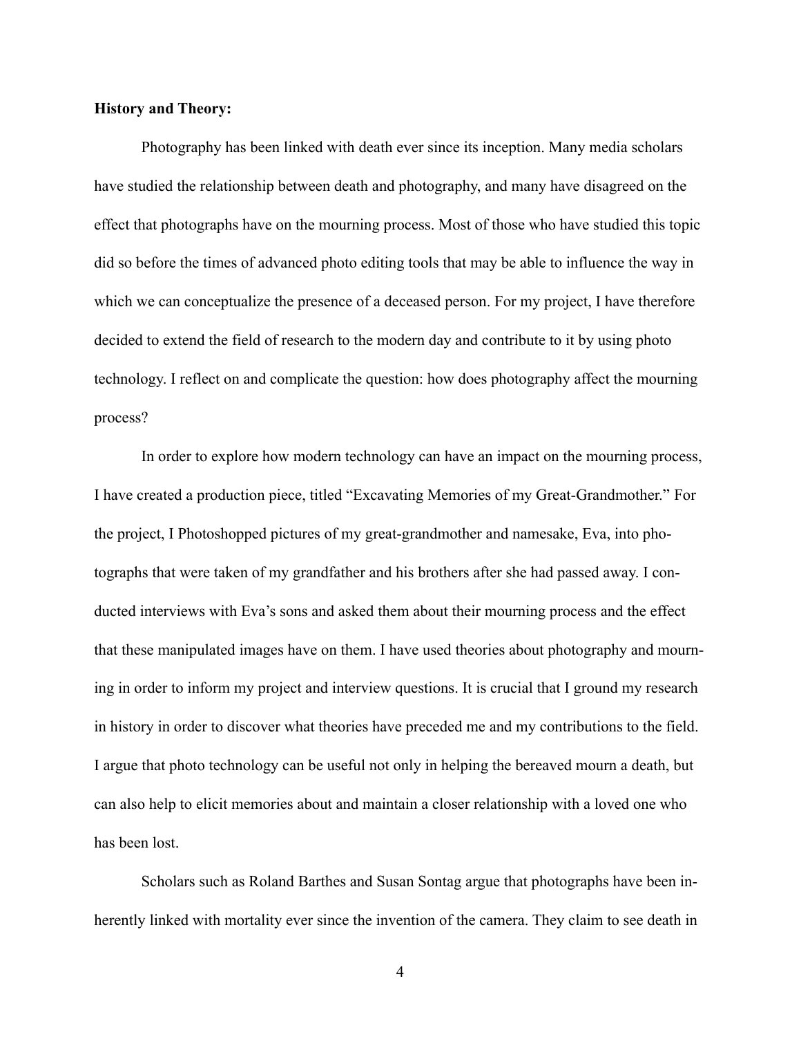**History and Theory:**

Photography has been linked with death ever since its inception. Many media scholars have studied the relationship between death and photography, and many have disagreed on the effect that photographs have on the mourning process. Most of those who have studied this topic did so before the times of advanced photo editing tools that may be able to influence the way in which we can conceptualize the presence of a deceased person. For my project, I have therefore decided to extend the field of research to the modern day and contribute to it by using photo technology. I reflect on and complicate the question: how does photography affect the mourning process?

In order to explore how modern technology can have an impact on the mourning process, I have created a production piece, titled "Excavating Memories of my Great-Grandmother." For the project, I Photoshopped pictures of my great-grandmother and namesake, Eva, into photographs that were taken of my grandfather and his brothers after she had passed away. I conducted interviews with Eva's sons and asked them about their mourning process and the effect that these manipulated images have on them. I have used theories about photography and mourning in order to inform my project and interview questions. It is crucial that I ground my research in history in order to discover what theories have preceded me and my contributions to the field. I argue that photo technology can be useful not only in helping the bereaved mourn a death, but can also help to elicit memories about and maintain a closer relationship with a loved one who has been lost.

Scholars such as Roland Barthes and Susan Sontag argue that photographs have been inherently linked with mortality ever since the invention of the camera. They claim to see death in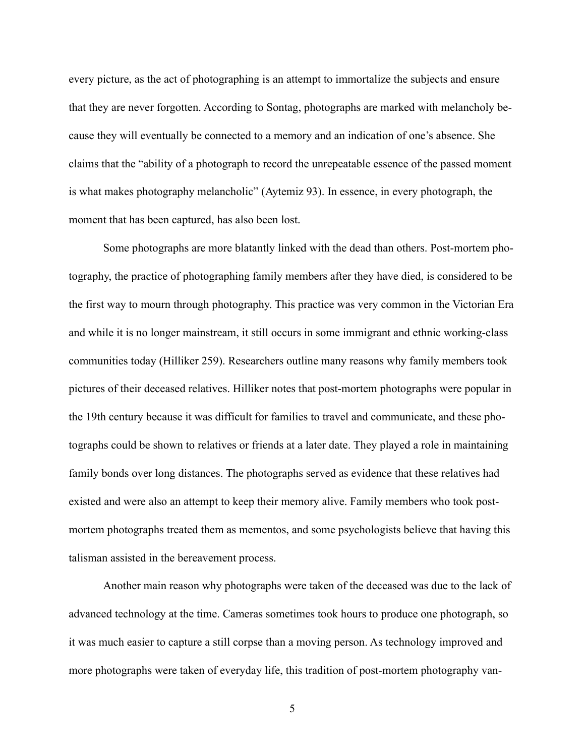every picture, as the act of photographing is an attempt to immortalize the subjects and ensure that they are never forgotten. According to Sontag, photographs are marked with melancholy because they will eventually be connected to a memory and an indication of one's absence. She claims that the "ability of a photograph to record the unrepeatable essence of the passed moment is what makes photography melancholic" (Aytemiz 93). In essence, in every photograph, the moment that has been captured, has also been lost.

Some photographs are more blatantly linked with the dead than others. Post-mortem photography, the practice of photographing family members after they have died, is considered to be the first way to mourn through photography. This practice was very common in the Victorian Era and while it is no longer mainstream, it still occurs in some immigrant and ethnic working-class communities today (Hilliker 259). Researchers outline many reasons why family members took pictures of their deceased relatives. Hilliker notes that post-mortem photographs were popular in the 19th century because it was difficult for families to travel and communicate, and these photographs could be shown to relatives or friends at a later date. They played a role in maintaining family bonds over long distances. The photographs served as evidence that these relatives had existed and were also an attempt to keep their memory alive. Family members who took post-mortem photographs treated them as mementos, and some psychologists believe that having this talisman assisted in the bereavement process.

Another main reason why photographs were taken of the deceased was due to the lack of advanced technology at the time. Cameras sometimes took hours to produce one photograph, so it was much easier to capture a still corpse than a moving person. As technology improved and more photographs were taken of everyday life, this tradition of post-mortem photography van-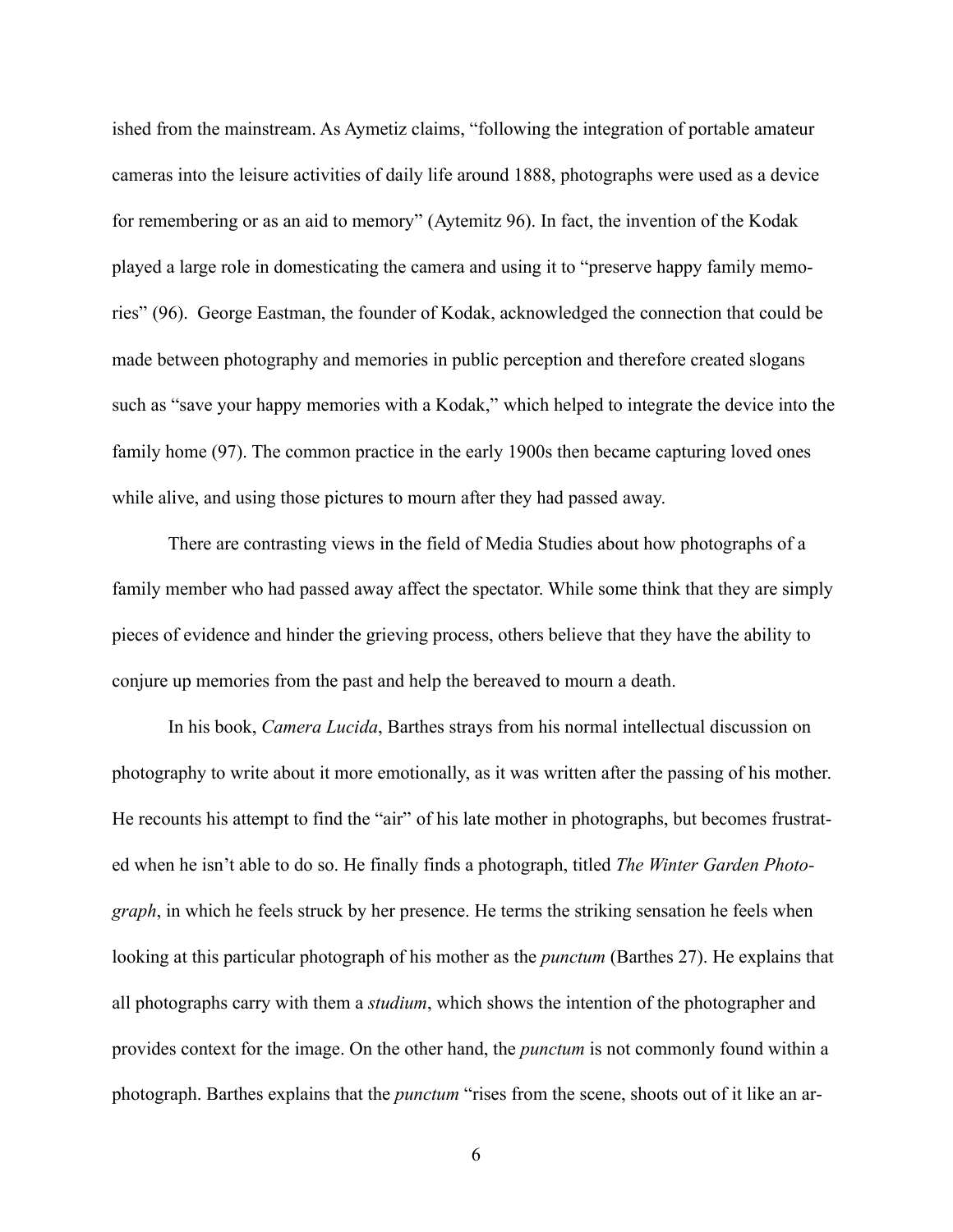ished from the mainstream. As Aymetiz claims, "following the integration of portable amateur cameras into the leisure activities of daily life around 1888, photographs were used as a device for remembering or as an aid to memory" (Aytemitz 96). In fact, the invention of the Kodak played a large role in domesticating the camera and using it to "preserve happy family memories" (96). George Eastman, the founder of Kodak, acknowledged the connection that could be made between photography and memories in public perception and therefore created slogans such as "save your happy memories with a Kodak," which helped to integrate the device into the family home (97). The common practice in the early 1900s then became capturing loved ones while alive, and using those pictures to mourn after they had passed away.

There are contrasting views in the field of Media Studies about how photographs of a family member who had passed away affect the spectator. While some think that they are simply pieces of evidence and hinder the grieving process, others believe that they have the ability to conjure up memories from the past and help the bereaved to mourn a death.

In his book, *Camera Lucida*, Barthes strays from his normal intellectual discussion on photography to write about it more emotionally, as it was written after the passing of his mother. He recounts his attempt to find the "air" of his late mother in photographs, but becomes frustrated when he isn't able to do so. He finally finds a photograph, titled *The Winter Garden Photograph*, in which he feels struck by her presence. He terms the striking sensation he feels when looking at this particular photograph of his mother as the *punctum* (Barthes 27). He explains that all photographs carry with them a *studium*, which shows the intention of the photographer and provides context for the image. On the other hand, the *punctum* is not commonly found within a photograph. Barthes explains that the *punctum* "rises from the scene, shoots out of it like an ar-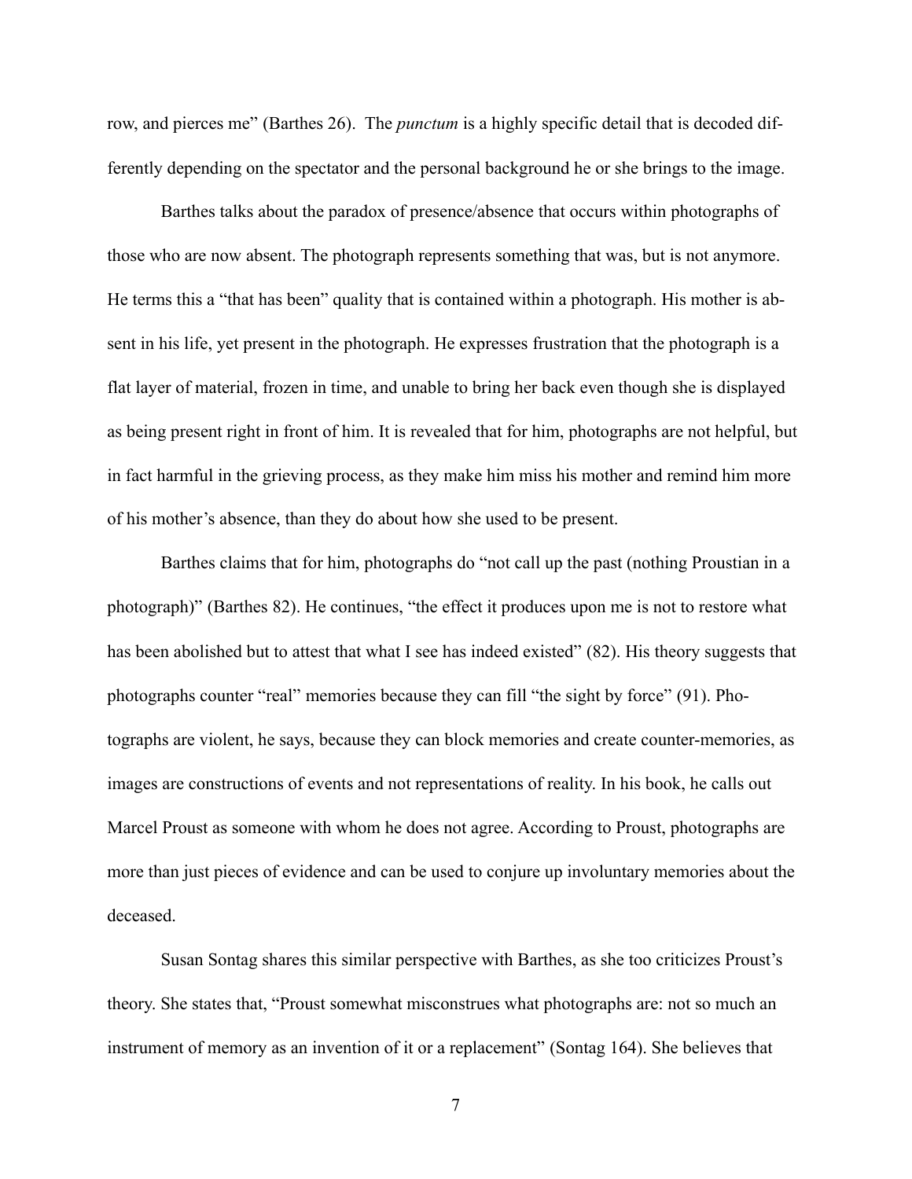row, and pierces me" (Barthes 26). The *punctum* is a highly specific detail that is decoded differently depending on the spectator and the personal background he or she brings to the image.

Barthes talks about the paradox of presence/absence that occurs within photographs of those who are now absent. The photograph represents something that was, but is not anymore. He terms this a "that has been" quality that is contained within a photograph. His mother is absent in his life, yet present in the photograph. He expresses frustration that the photograph is a flat layer of material, frozen in time, and unable to bring her back even though she is displayed as being present right in front of him. It is revealed that for him, photographs are not helpful, but in fact harmful in the grieving process, as they make him miss his mother and remind him more of his mother's absence, than they do about how she used to be present.

Barthes claims that for him, photographs do "not call up the past (nothing Proustian in a photograph)" (Barthes 82). He continues, "the effect it produces upon me is not to restore what has been abolished but to attest that what I see has indeed existed" (82). His theory suggests that photographs counter "real" memories because they can fill "the sight by force" (91). Photographs are violent, he says, because they can block memories and create counter-memories, as images are constructions of events and not representations of reality. In his book, he calls out Marcel Proust as someone with whom he does not agree. According to Proust, photographs are more than just pieces of evidence and can be used to conjure up involuntary memories about the deceased.

Susan Sontag shares this similar perspective with Barthes, as she too criticizes Proust's theory. She states that, "Proust somewhat misconstrues what photographs are: not so much an instrument of memory as an invention of it or a replacement" (Sontag 164). She believes that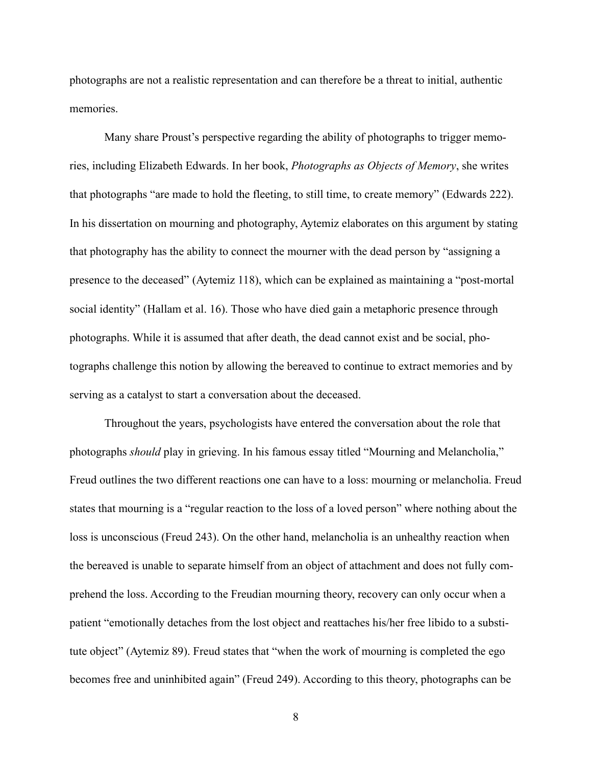photographs are not a realistic representation and can therefore be a threat to initial, authentic memories.

Many share Proust's perspective regarding the ability of photographs to trigger memories, including Elizabeth Edwards. In her book, *Photographs as Objects of Memory*, she writes that photographs "are made to hold the fleeting, to still time, to create memory" (Edwards 222). In his dissertation on mourning and photography, Aytemiz elaborates on this argument by stating that photography has the ability to connect the mourner with the dead person by "assigning a presence to the deceased" (Aytemiz 118), which can be explained as maintaining a "post-mortal social identity" (Hallam et al. 16). Those who have died gain a metaphoric presence through photographs. While it is assumed that after death, the dead cannot exist and be social, photographs challenge this notion by allowing the bereaved to continue to extract memories and by serving as a catalyst to start a conversation about the deceased.

Throughout the years, psychologists have entered the conversation about the role that photographs *should* play in grieving. In his famous essay titled "Mourning and Melancholia," Freud outlines the two different reactions one can have to a loss: mourning or melancholia. Freud states that mourning is a "regular reaction to the loss of a loved person" where nothing about the loss is unconscious (Freud 243). On the other hand, melancholia is an unhealthy reaction when the bereaved is unable to separate himself from an object of attachment and does not fully comprehend the loss. According to the Freudian mourning theory, recovery can only occur when a patient "emotionally detaches from the lost object and reattaches his/her free libido to a substitute object" (Aytemiz 89). Freud states that "when the work of mourning is completed the ego becomes free and uninhibited again" (Freud 249). According to this theory, photographs can be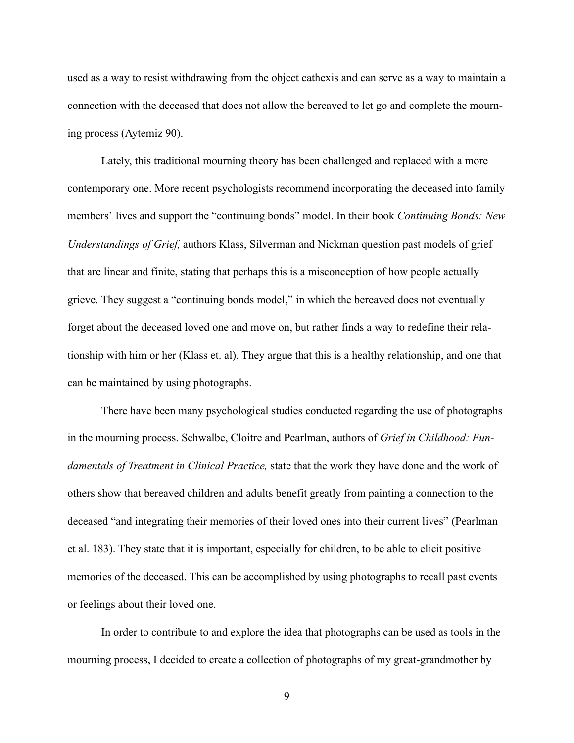used as a way to resist withdrawing from the object cathexis and can serve as a way to maintain a connection with the deceased that does not allow the bereaved to let go and complete the mourning process (Aytemiz 90).

Lately, this traditional mourning theory has been challenged and replaced with a more contemporary one. More recent psychologists recommend incorporating the deceased into family members' lives and support the "continuing bonds" model. In their book *Continuing Bonds: New Understandings of Grief,* authors Klass, Silverman and Nickman question past models of grief that are linear and finite, stating that perhaps this is a misconception of how people actually grieve. They suggest a "continuing bonds model," in which the bereaved does not eventually forget about the deceased loved one and move on, but rather finds a way to redefine their relationship with him or her (Klass et. al). They argue that this is a healthy relationship, and one that can be maintained by using photographs.

There have been many psychological studies conducted regarding the use of photographs in the mourning process. Schwalbe, Cloitre and Pearlman, authors of *Grief in Childhood: Fundamentals of Treatment in Clinical Practice,* state that the work they have done and the work of others show that bereaved children and adults benefit greatly from painting a connection to the deceased "and integrating their memories of their loved ones into their current lives" (Pearlman et al. 183). They state that it is important, especially for children, to be able to elicit positive memories of the deceased. This can be accomplished by using photographs to recall past events or feelings about their loved one.

In order to contribute to and explore the idea that photographs can be used as tools in the mourning process, I decided to create a collection of photographs of my great-grandmother by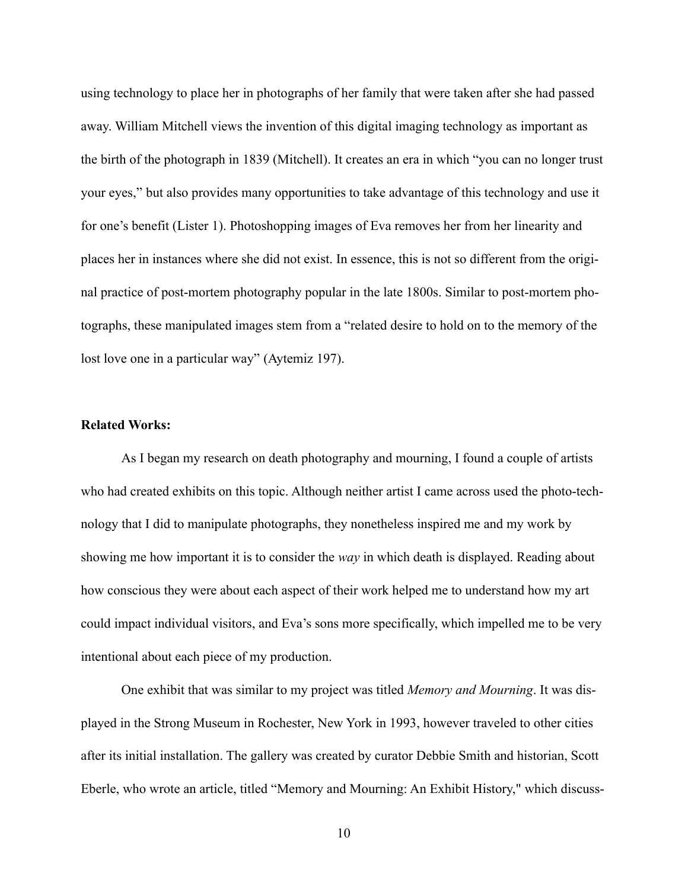using technology to place her in photographs of her family that were taken after she had passed away. William Mitchell views the invention of this digital imaging technology as important as the birth of the photograph in 1839 (Mitchell). It creates an era in which "you can no longer trust your eyes," but also provides many opportunities to take advantage of this technology and use it for one's benefit (Lister 1). Photoshopping images of Eva removes her from her linearity and places her in instances where she did not exist. In essence, this is not so different from the original practice of post-mortem photography popular in the late 1800s. Similar to post-mortem photographs, these manipulated images stem from a "related desire to hold on to the memory of the lost love one in a particular way" (Aytemiz 197).

**Related Works:**

As I began my research on death photography and mourning, I found a couple of artists who had created exhibits on this topic. Although neither artist I came across used the photo-technology that I did to manipulate photographs, they nonetheless inspired me and my work by showing me how important it is to consider the *way* in which death is displayed. Reading about how conscious they were about each aspect of their work helped me to understand how my art could impact individual visitors, and Eva's sons more specifically, which impelled me to be very intentional about each piece of my production.

One exhibit that was similar to my project was titled *Memory and Mourning*. It was displayed in the Strong Museum in Rochester, New York in 1993, however traveled to other cities after its initial installation. The gallery was created by curator Debbie Smith and historian, Scott Eberle, who wrote an article, titled "Memory and Mourning: An Exhibit History," which discuss-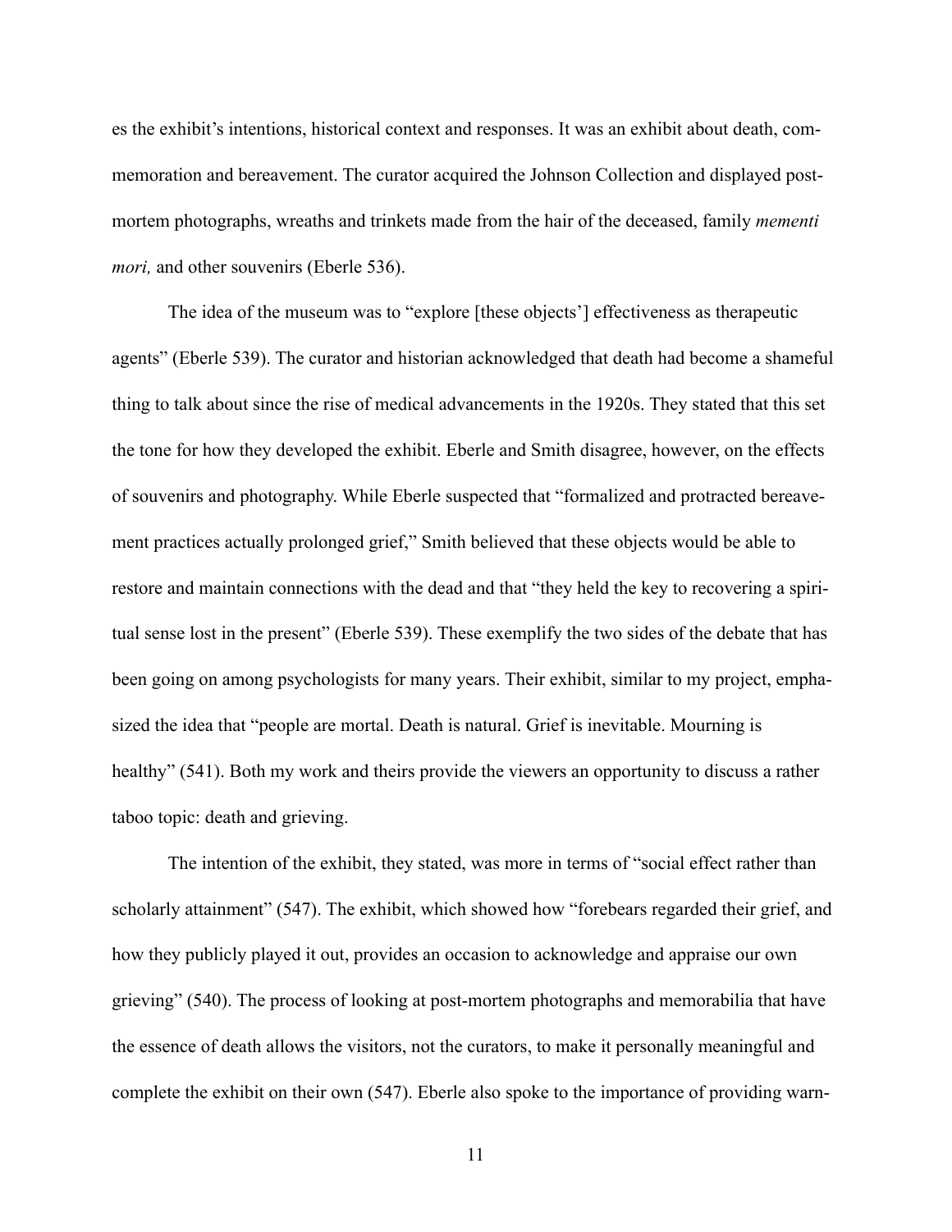es the exhibit's intentions, historical context and responses. It was an exhibit about death, commemoration and bereavement. The curator acquired the Johnson Collection and displayed post-mortem photographs, wreaths and trinkets made from the hair of the deceased, family *mementi mori,* and other souvenirs (Eberle 536).

The idea of the museum was to "explore [these objects'] effectiveness as therapeutic agents" (Eberle 539). The curator and historian acknowledged that death had become a shameful thing to talk about since the rise of medical advancements in the 1920s. They stated that this set the tone for how they developed the exhibit. Eberle and Smith disagree, however, on the effects of souvenirs and photography. While Eberle suspected that "formalized and protracted bereavement practices actually prolonged grief," Smith believed that these objects would be able to restore and maintain connections with the dead and that "they held the key to recovering a spiritual sense lost in the present" (Eberle 539). These exemplify the two sides of the debate that has been going on among psychologists for many years. Their exhibit, similar to my project, emphasized the idea that "people are mortal. Death is natural. Grief is inevitable. Mourning is healthy" (541). Both my work and theirs provide the viewers an opportunity to discuss a rather taboo topic: death and grieving.

The intention of the exhibit, they stated, was more in terms of "social effect rather than scholarly attainment" (547). The exhibit, which showed how "forebears regarded their grief, and how they publicly played it out, provides an occasion to acknowledge and appraise our own grieving" (540). The process of looking at post-mortem photographs and memorabilia that have the essence of death allows the visitors, not the curators, to make it personally meaningful and complete the exhibit on their own (547). Eberle also spoke to the importance of providing warn-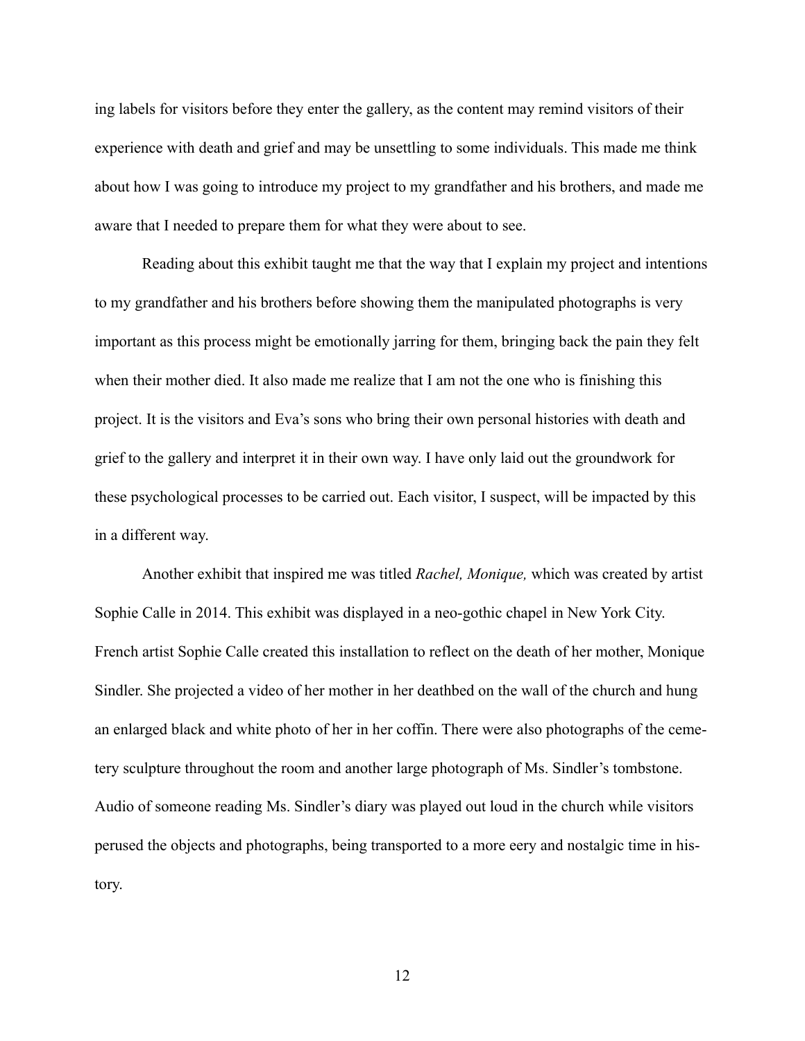ing labels for visitors before they enter the gallery, as the content may remind visitors of their experience with death and grief and may be unsettling to some individuals. This made me think about how I was going to introduce my project to my grandfather and his brothers, and made me aware that I needed to prepare them for what they were about to see.

Reading about this exhibit taught me that the way that I explain my project and intentions to my grandfather and his brothers before showing them the manipulated photographs is very important as this process might be emotionally jarring for them, bringing back the pain they felt when their mother died. It also made me realize that I am not the one who is finishing this project. It is the visitors and Eva's sons who bring their own personal histories with death and grief to the gallery and interpret it in their own way. I have only laid out the groundwork for these psychological processes to be carried out. Each visitor, I suspect, will be impacted by this in a different way.

Another exhibit that inspired me was titled *Rachel, Monique,* which was created by artist Sophie Calle in 2014. This exhibit was displayed in a neo-gothic chapel in New York City. French artist Sophie Calle created this installation to reflect on the death of her mother, Monique Sindler. She projected a video of her mother in her deathbed on the wall of the church and hung an enlarged black and white photo of her in her coffin. There were also photographs of the cemetery sculpture throughout the room and another large photograph of Ms. Sindler's tombstone. Audio of someone reading Ms. Sindler's diary was played out loud in the church while visitors perused the objects and photographs, being transported to a more eery and nostalgic time in history.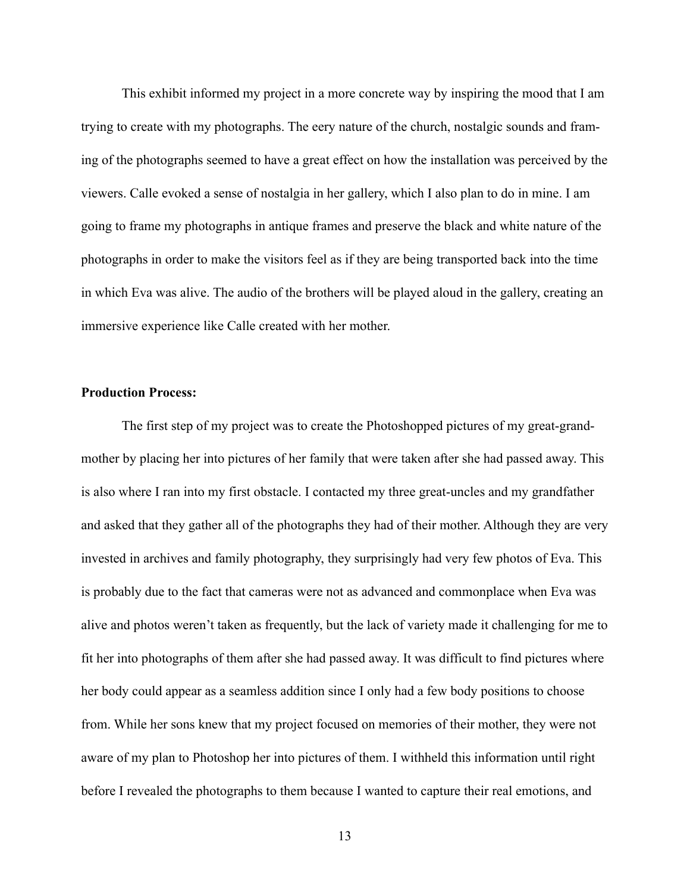This exhibit informed my project in a more concrete way by inspiring the mood that I am trying to create with my photographs. The eery nature of the church, nostalgic sounds and framing of the photographs seemed to have a great effect on how the installation was perceived by the viewers. Calle evoked a sense of nostalgia in her gallery, which I also plan to do in mine. I am going to frame my photographs in antique frames and preserve the black and white nature of the photographs in order to make the visitors feel as if they are being transported back into the time in which Eva was alive. The audio of the brothers will be played aloud in the gallery, creating an immersive experience like Calle created with her mother.

**Production Process:**

The first step of my project was to create the Photoshopped pictures of my great-grandmother by placing her into pictures of her family that were taken after she had passed away. This is also where I ran into my first obstacle. I contacted my three great-uncles and my grandfather and asked that they gather all of the photographs they had of their mother. Although they are very invested in archives and family photography, they surprisingly had very few photos of Eva. This is probably due to the fact that cameras were not as advanced and commonplace when Eva was alive and photos weren't taken as frequently, but the lack of variety made it challenging for me to fit her into photographs of them after she had passed away. It was difficult to find pictures where her body could appear as a seamless addition since I only had a few body positions to choose from. While her sons knew that my project focused on memories of their mother, they were not aware of my plan to Photoshop her into pictures of them. I withheld this information until right before I revealed the photographs to them because I wanted to capture their real emotions, and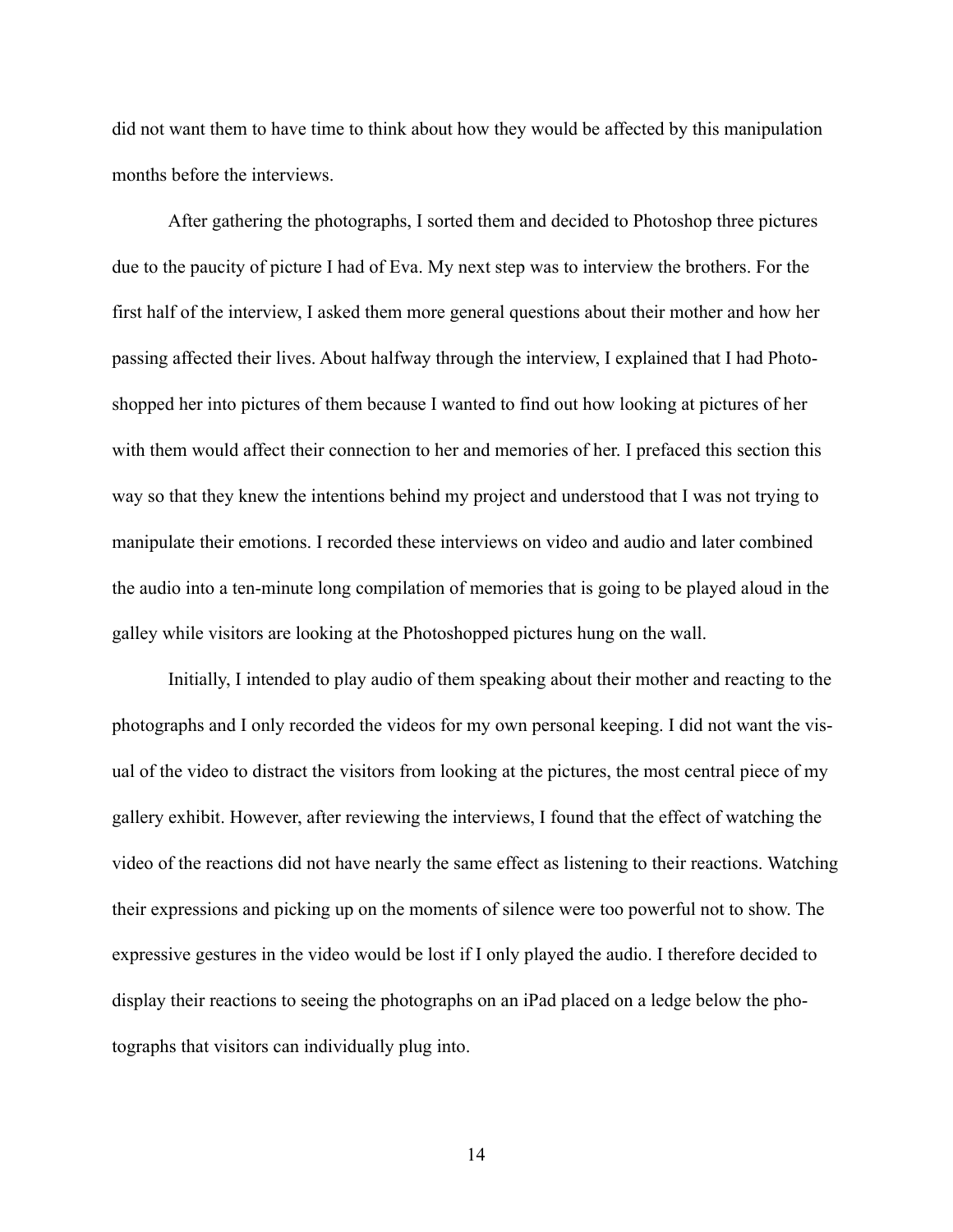did not want them to have time to think about how they would be affected by this manipulation months before the interviews.

After gathering the photographs, I sorted them and decided to Photoshop three pictures due to the paucity of picture I had of Eva. My next step was to interview the brothers. For the first half of the interview, I asked them more general questions about their mother and how her passing affected their lives. About halfway through the interview, I explained that I had Photoshopped her into pictures of them because I wanted to find out how looking at pictures of her with them would affect their connection to her and memories of her. I prefaced this section this way so that they knew the intentions behind my project and understood that I was not trying to manipulate their emotions. I recorded these interviews on video and audio and later combined the audio into a ten-minute long compilation of memories that is going to be played aloud in the galley while visitors are looking at the Photoshopped pictures hung on the wall.

Initially, I intended to play audio of them speaking about their mother and reacting to the photographs and I only recorded the videos for my own personal keeping. I did not want the visual of the video to distract the visitors from looking at the pictures, the most central piece of my gallery exhibit. However, after reviewing the interviews, I found that the effect of watching the video of the reactions did not have nearly the same effect as listening to their reactions. Watching their expressions and picking up on the moments of silence were too powerful not to show. The expressive gestures in the video would be lost if I only played the audio. I therefore decided to display their reactions to seeing the photographs on an iPad placed on a ledge below the photographs that visitors can individually plug into.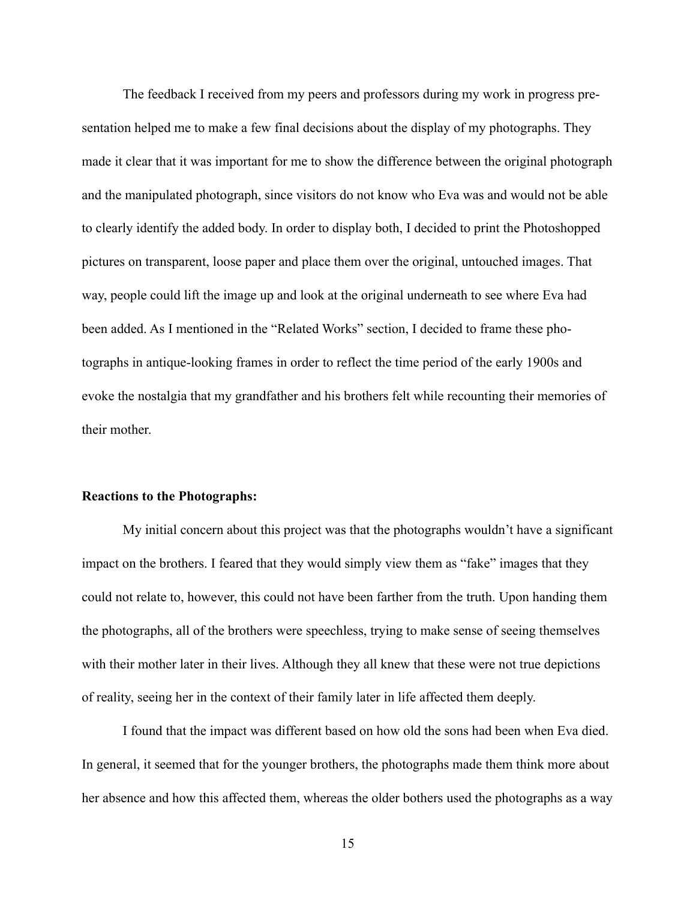The feedback I received from my peers and professors during my work in progress presentation helped me to make a few final decisions about the display of my photographs. They made it clear that it was important for me to show the difference between the original photograph and the manipulated photograph, since visitors do not know who Eva was and would not be able to clearly identify the added body. In order to display both, I decided to print the Photoshopped pictures on transparent, loose paper and place them over the original, untouched images. That way, people could lift the image up and look at the original underneath to see where Eva had been added. As I mentioned in the "Related Works" section, I decided to frame these photographs in antique-looking frames in order to reflect the time period of the early 1900s and evoke the nostalgia that my grandfather and his brothers felt while recounting their memories of their mother.

**Reactions to the Photographs:**

My initial concern about this project was that the photographs wouldn't have a significant impact on the brothers. I feared that they would simply view them as "fake" images that they could not relate to, however, this could not have been farther from the truth. Upon handing them the photographs, all of the brothers were speechless, trying to make sense of seeing themselves with their mother later in their lives. Although they all knew that these were not true depictions of reality, seeing her in the context of their family later in life affected them deeply.

I found that the impact was different based on how old the sons had been when Eva died. In general, it seemed that for the younger brothers, the photographs made them think more about her absence and how this affected them, whereas the older bothers used the photographs as a way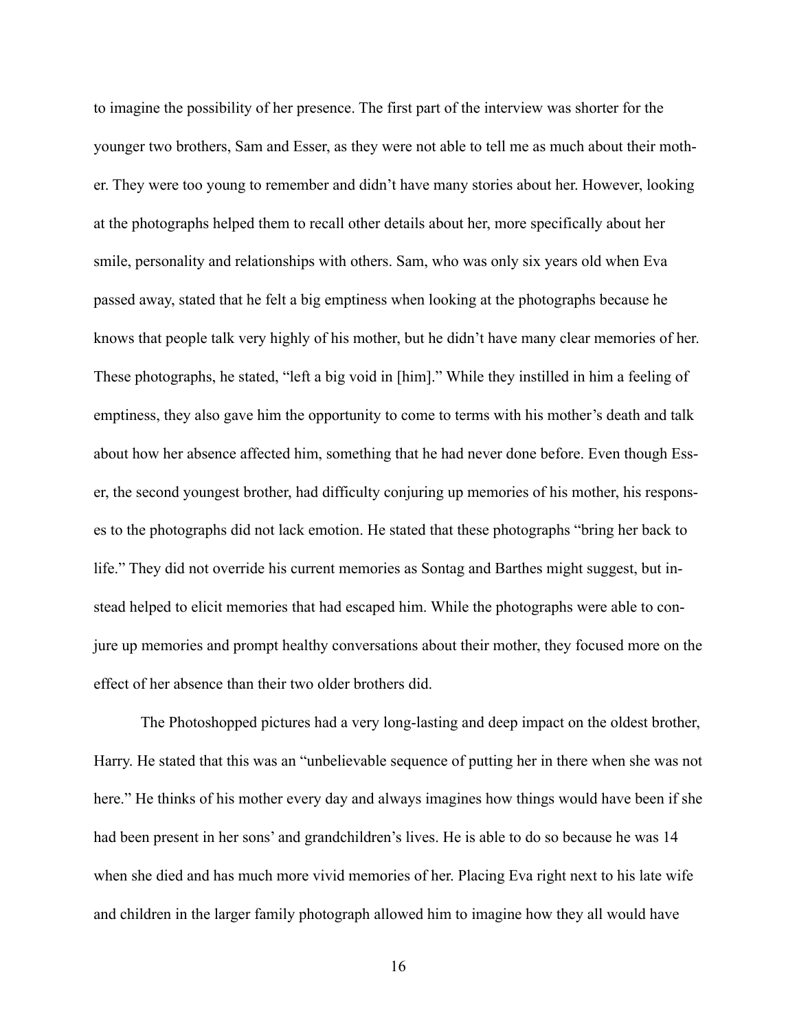to imagine the possibility of her presence. The first part of the interview was shorter for the younger two brothers, Sam and Esser, as they were not able to tell me as much about their mother. They were too young to remember and didn't have many stories about her. However, looking at the photographs helped them to recall other details about her, more specifically about her smile, personality and relationships with others. Sam, who was only six years old when Eva passed away, stated that he felt a big emptiness when looking at the photographs because he knows that people talk very highly of his mother, but he didn't have many clear memories of her. These photographs, he stated, "left a big void in [him]." While they instilled in him a feeling of emptiness, they also gave him the opportunity to come to terms with his mother's death and talk about how her absence affected him, something that he had never done before. Even though Esser, the second youngest brother, had difficulty conjuring up memories of his mother, his responses to the photographs did not lack emotion. He stated that these photographs "bring her back to life." They did not override his current memories as Sontag and Barthes might suggest, but instead helped to elicit memories that had escaped him. While the photographs were able to conjure up memories and prompt healthy conversations about their mother, they focused more on the effect of her absence than their two older brothers did.

The Photoshopped pictures had a very long-lasting and deep impact on the oldest brother, Harry. He stated that this was an "unbelievable sequence of putting her in there when she was not here." He thinks of his mother every day and always imagines how things would have been if she had been present in her sons' and grandchildren's lives. He is able to do so because he was 14 when she died and has much more vivid memories of her. Placing Eva right next to his late wife and children in the larger family photograph allowed him to imagine how they all would have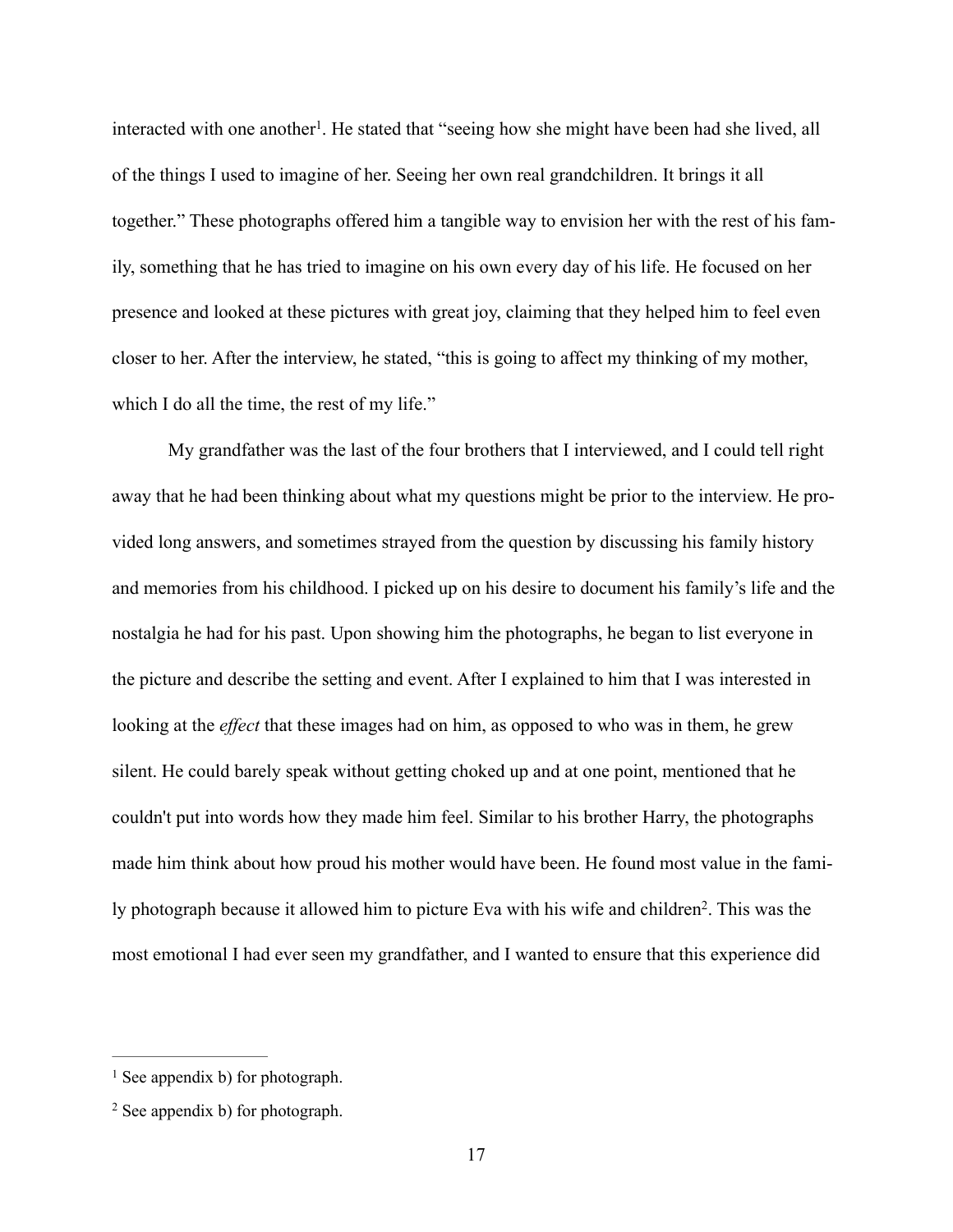interacted with one another[1]. He stated that "seeing how she might have been had she lived, all of the things I used to imagine of her. Seeing her own real grandchildren. It brings it all together." These photographs offered him a tangible way to envision her with the rest of his family, something that he has tried to imagine on his own every day of his life. He focused on her presence and looked at these pictures with great joy, claiming that they helped him to feel even closer to her. After the interview, he stated, "this is going to affect my thinking of my mother, which I do all the time, the rest of my life."

My grandfather was the last of the four brothers that I interviewed, and I could tell right away that he had been thinking about what my questions might be prior to the interview. He provided long answers, and sometimes strayed from the question by discussing his family history and memories from his childhood. I picked up on his desire to document his family's life and the nostalgia he had for his past. Upon showing him the photographs, he began to list everyone in the picture and describe the setting and event. After I explained to him that I was interested in looking at the *effect* that these images had on him, as opposed to who was in them, he grew silent. He could barely speak without getting choked up and at one point, mentioned that he couldn't put into words how they made him feel. Similar to his brother Harry, the photographs made him think about how proud his mother would have been. He found most value in the family photograph because it allowed him to picture Eva with his wife and children[2]. This was the most emotional I had ever seen my grandfather, and I wanted to ensure that this experience did

---

[1] See appendix b) for photograph.

[2] See appendix b) for photograph.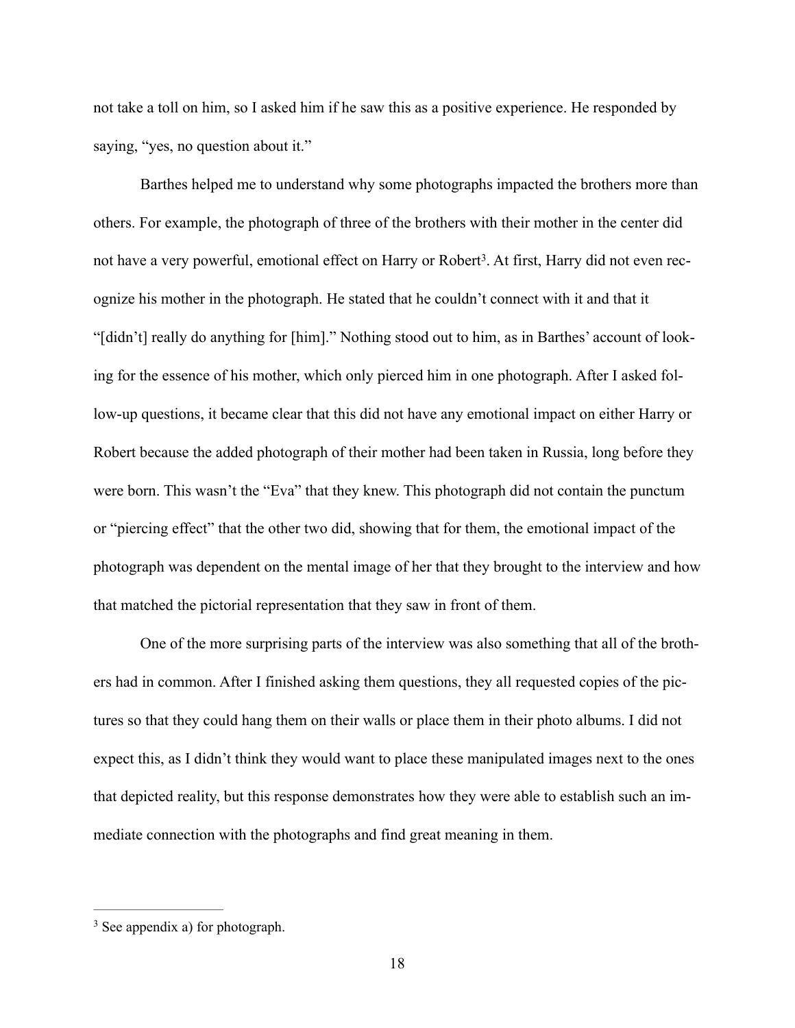not take a toll on him, so I asked him if he saw this as a positive experience. He responded by saying, "yes, no question about it."

Barthes helped me to understand why some photographs impacted the brothers more than others. For example, the photograph of three of the brothers with their mother in the center did not have a very powerful, emotional effect on Harry or Robert[3]. At first, Harry did not even recognize his mother in the photograph. He stated that he couldn't connect with it and that it "[didn't] really do anything for [him]." Nothing stood out to him, as in Barthes' account of looking for the essence of his mother, which only pierced him in one photograph. After I asked follow-up questions, it became clear that this did not have any emotional impact on either Harry or Robert because the added photograph of their mother had been taken in Russia, long before they were born. This wasn't the "Eva" that they knew. This photograph did not contain the punctum or "piercing effect" that the other two did, showing that for them, the emotional impact of the photograph was dependent on the mental image of her that they brought to the interview and how that matched the pictorial representation that they saw in front of them.

One of the more surprising parts of the interview was also something that all of the brothers had in common. After I finished asking them questions, they all requested copies of the pictures so that they could hang them on their walls or place them in their photo albums. I did not expect this, as I didn't think they would want to place these manipulated images next to the ones that depicted reality, but this response demonstrates how they were able to establish such an immediate connection with the photographs and find great meaning in them.

---

[3] See appendix a) for photograph.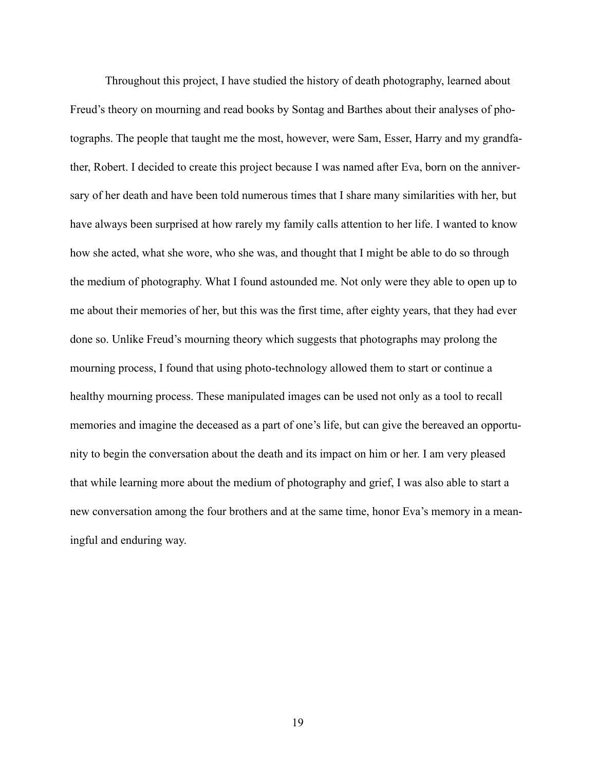Throughout this project, I have studied the history of death photography, learned about Freud's theory on mourning and read books by Sontag and Barthes about their analyses of photographs. The people that taught me the most, however, were Sam, Esser, Harry and my grandfather, Robert. I decided to create this project because I was named after Eva, born on the anniversary of her death and have been told numerous times that I share many similarities with her, but have always been surprised at how rarely my family calls attention to her life. I wanted to know how she acted, what she wore, who she was, and thought that I might be able to do so through the medium of photography. What I found astounded me. Not only were they able to open up to me about their memories of her, but this was the first time, after eighty years, that they had ever done so. Unlike Freud's mourning theory which suggests that photographs may prolong the mourning process, I found that using photo-technology allowed them to start or continue a healthy mourning process. These manipulated images can be used not only as a tool to recall memories and imagine the deceased as a part of one's life, but can give the bereaved an opportunity to begin the conversation about the death and its impact on him or her. I am very pleased that while learning more about the medium of photography and grief, I was also able to start a new conversation among the four brothers and at the same time, honor Eva's memory in a meaningful and enduring way.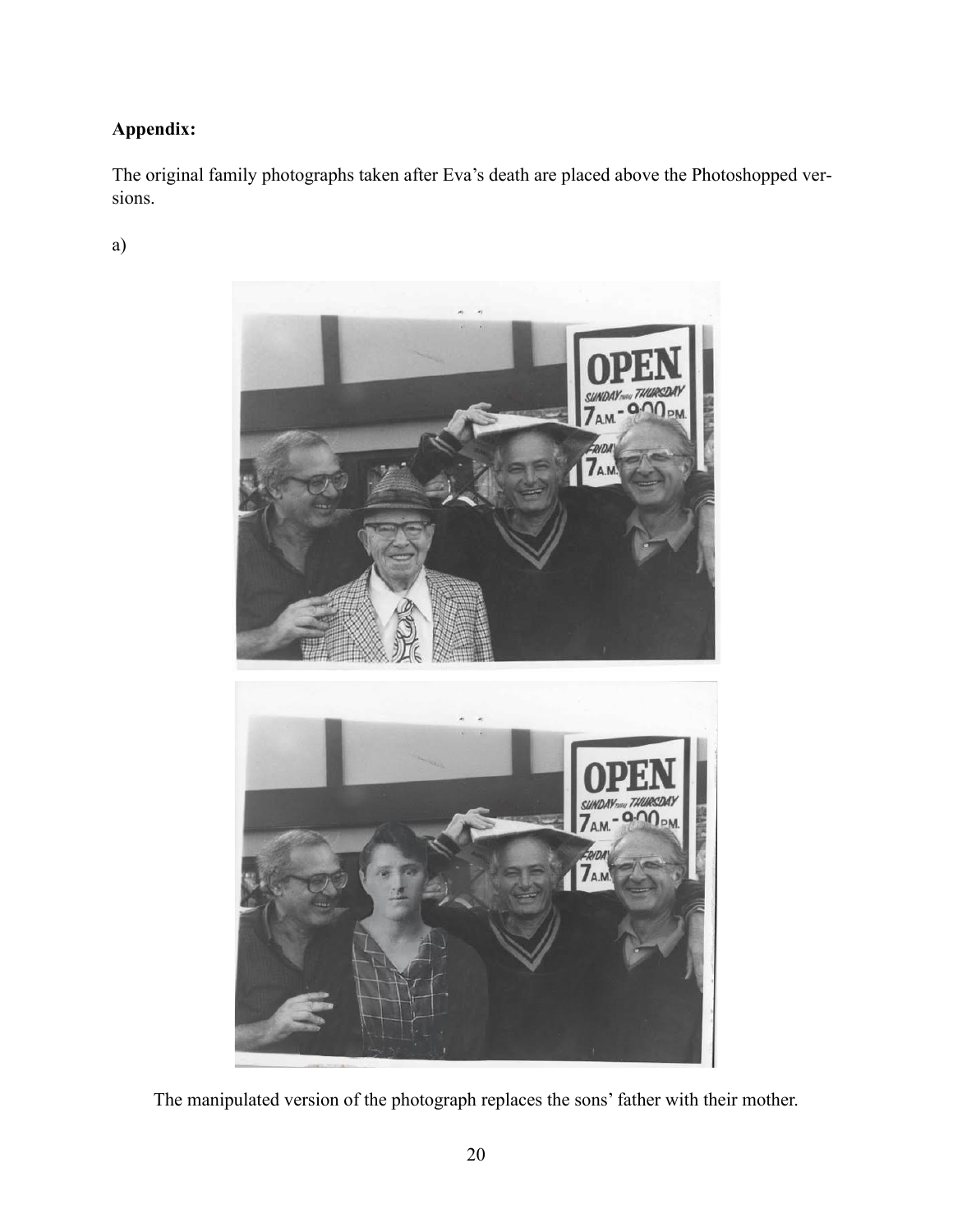**Appendix:**

The original family photographs taken after Eva's death are placed above the Photoshopped versions.

a)

The manipulated version of the photograph replaces the sons' father with their mother.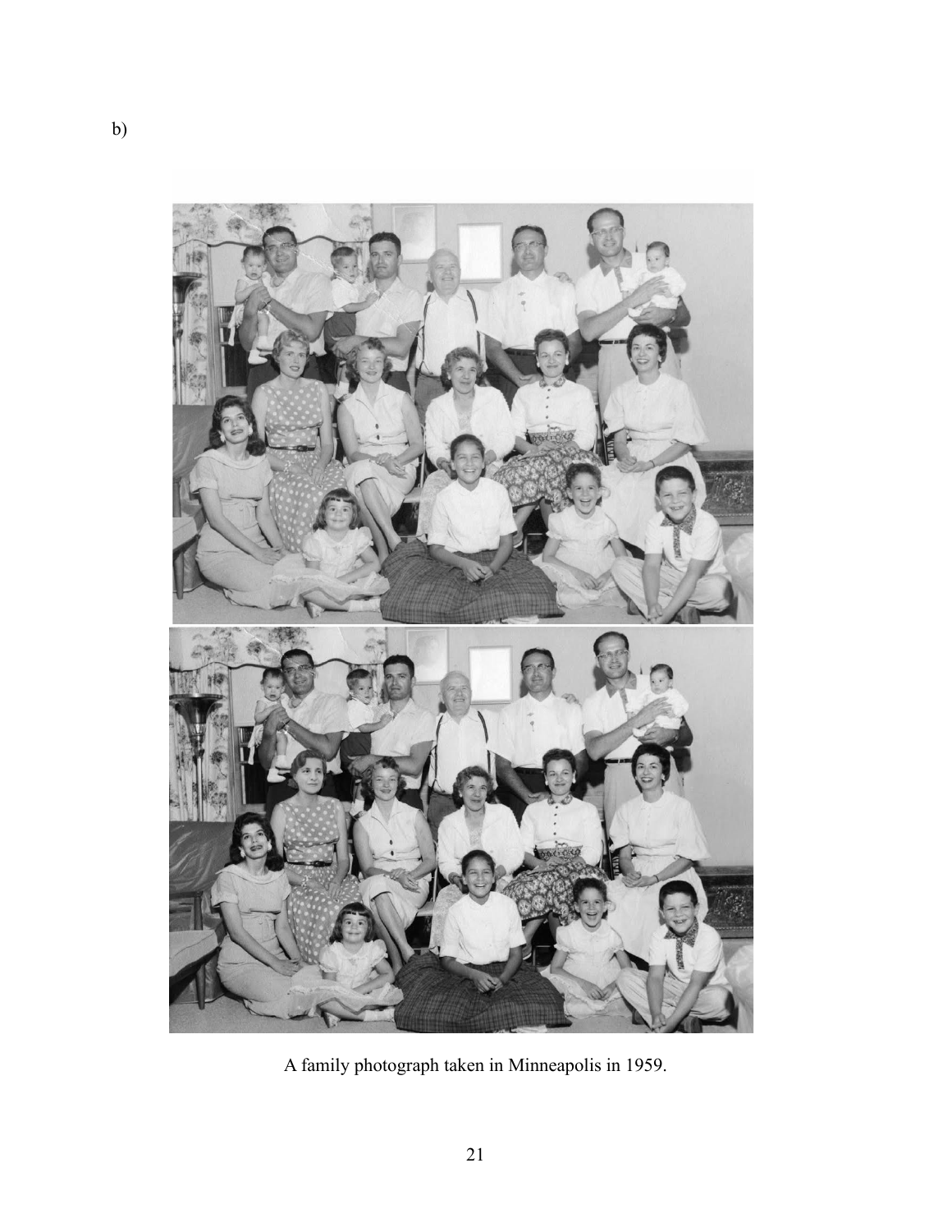b)

A family photograph taken in Minneapolis in 1959.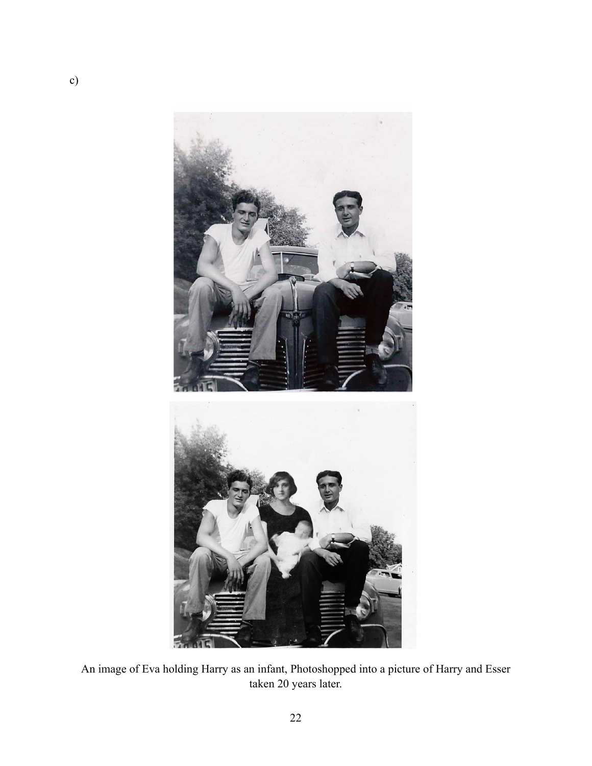c)

An image of Eva holding Harry as an infant, Photoshopped into a picture of Harry and Esser taken 20 years later.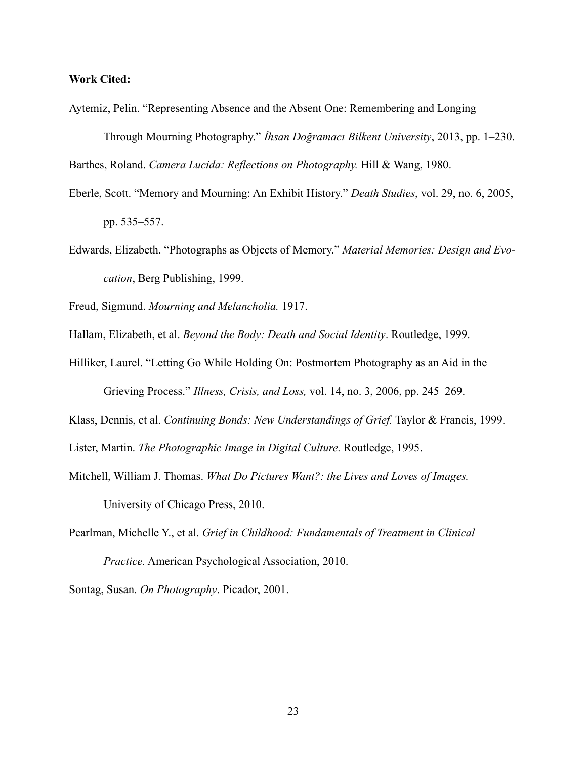**Work Cited:**

Aytemiz, Pelin. "Representing Absence and the Absent One: Remembering and Longing Through Mourning Photography." *İhsan Doğramacı Bilkent University*, 2013, pp. 1–230.

Barthes, Roland. *Camera Lucida: Reflections on Photography.* Hill & Wang, 1980.

Eberle, Scott. "Memory and Mourning: An Exhibit History." *Death Studies*, vol. 29, no. 6, 2005, pp. 535–557.

Edwards, Elizabeth. "Photographs as Objects of Memory." *Material Memories: Design and Evocation*, Berg Publishing, 1999.

Freud, Sigmund. *Mourning and Melancholia.* 1917.

Hallam, Elizabeth, et al. *Beyond the Body: Death and Social Identity*. Routledge, 1999.

Hilliker, Laurel. "Letting Go While Holding On: Postmortem Photography as an Aid in the Grieving Process." *Illness, Crisis, and Loss,* vol. 14, no. 3, 2006, pp. 245–269.

Klass, Dennis, et al. *Continuing Bonds: New Understandings of Grief.* Taylor & Francis, 1999.

Lister, Martin. *The Photographic Image in Digital Culture.* Routledge, 1995.

Mitchell, William J. Thomas. *What Do Pictures Want?: the Lives and Loves of Images.* University of Chicago Press, 2010.

Pearlman, Michelle Y., et al. *Grief in Childhood: Fundamentals of Treatment in Clinical Practice.* American Psychological Association, 2010.

Sontag, Susan. *On Photography*. Picador, 2001.